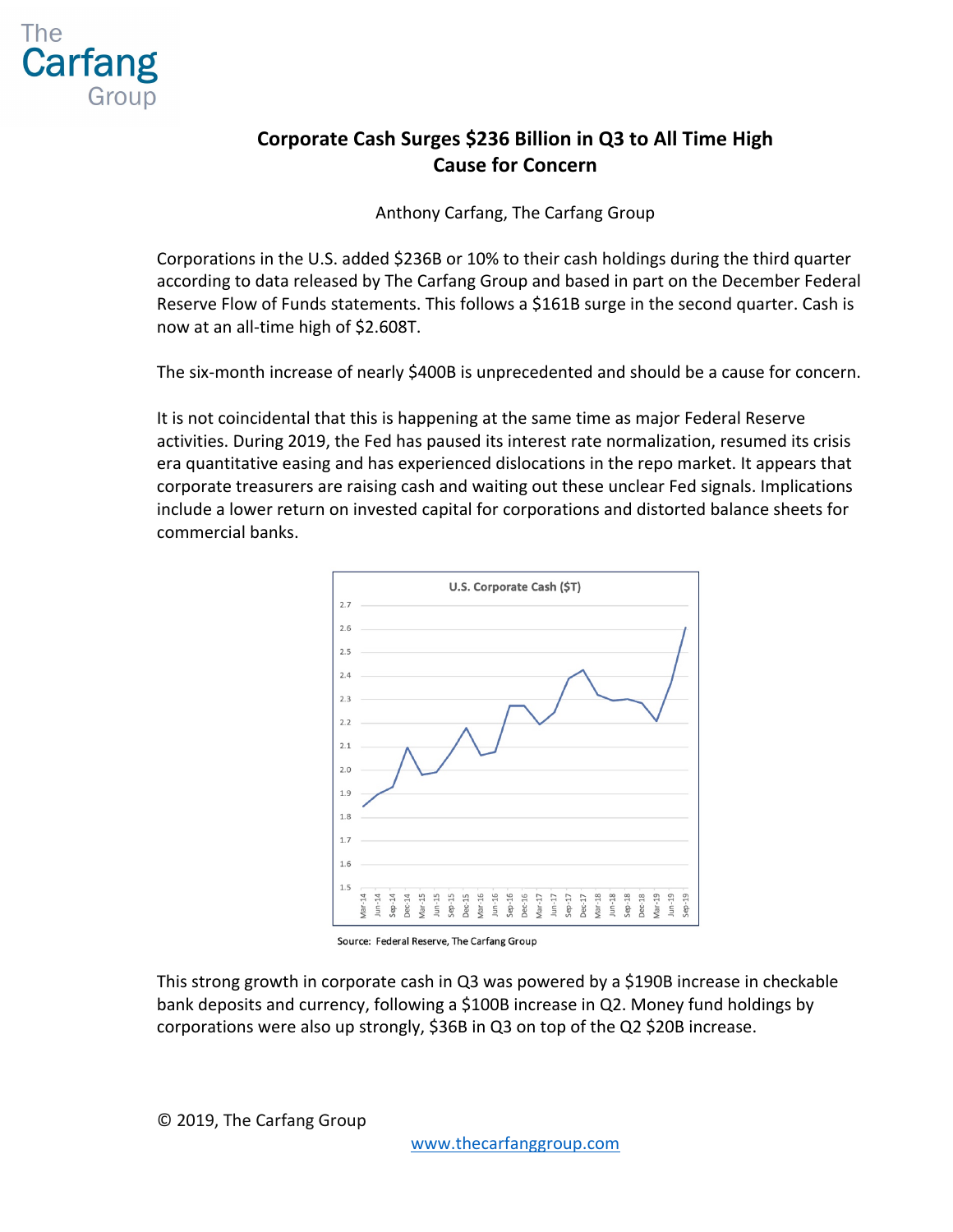The Carfang Group

# Corporate Cash Surges $236 Billion in Q3 to All Time High
## Cause for Concern

Anthony Carfang, The Carfang Group

Corporations in the U.S. added $236B or 10% to their cash holdings during the third quarter according to data released by The Carfang Group and based in part on the December Federal Reserve Flow of Funds statements. This follows a $161B surge in the second quarter. Cash is now at an all-time high of $2.608T.

The six-month increase of nearly $400B is unprecedented and should be a cause for concern.

It is not coincidental that this is happening at the same time as major Federal Reserve activities. During 2019, the Fed has paused its interest rate normalization, resumed its crisis era quantitative easing and has experienced dislocations in the repo market. It appears that corporate treasurers are raising cash and waiting out these unclear Fed signals. Implications include a lower return on invested capital for corporations and distorted balance sheets for commercial banks.

U.S. Corporate Cash ($T)

Source: Federal Reserve, The Carfang Group

This strong growth in corporate cash in Q3 was powered by a $190B increase in checkable bank deposits and currency, following a $100B increase in Q2. Money fund holdings by corporations were also up strongly, $36B in Q3 on top of the Q2 $20B increase.

© 2019, The Carfang Group

www.thecarfanggroup.com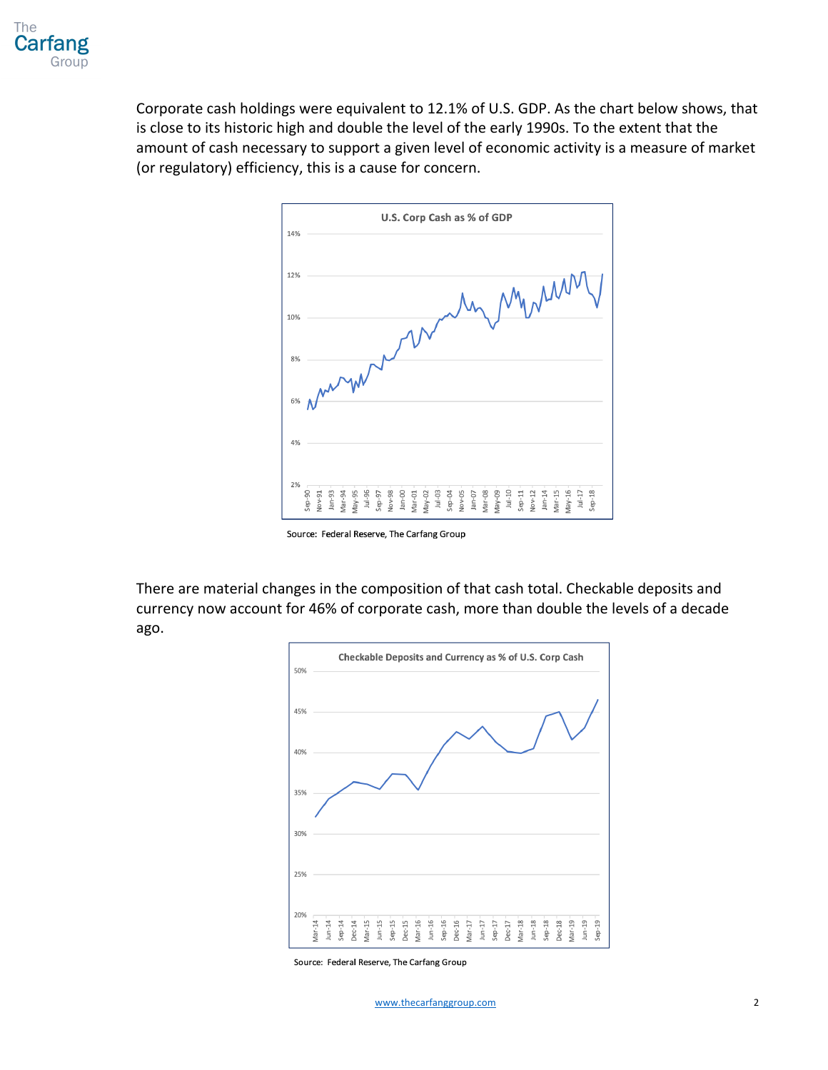Corporate cash holdings were equivalent to 12.1% of U.S. GDP. As the chart below shows, that is close to its historic high and double the level of the early 1990s. To the extent that the amount of cash necessary to support a given level of economic activity is a measure of market (or regulatory) efficiency, this is a cause for concern.

Source: Federal Reserve, The Carfang Group

There are material changes in the composition of that cash total. Checkable deposits and currency now account for 46% of corporate cash, more than double the levels of a decade ago.

Source: Federal Reserve, The Carfang Group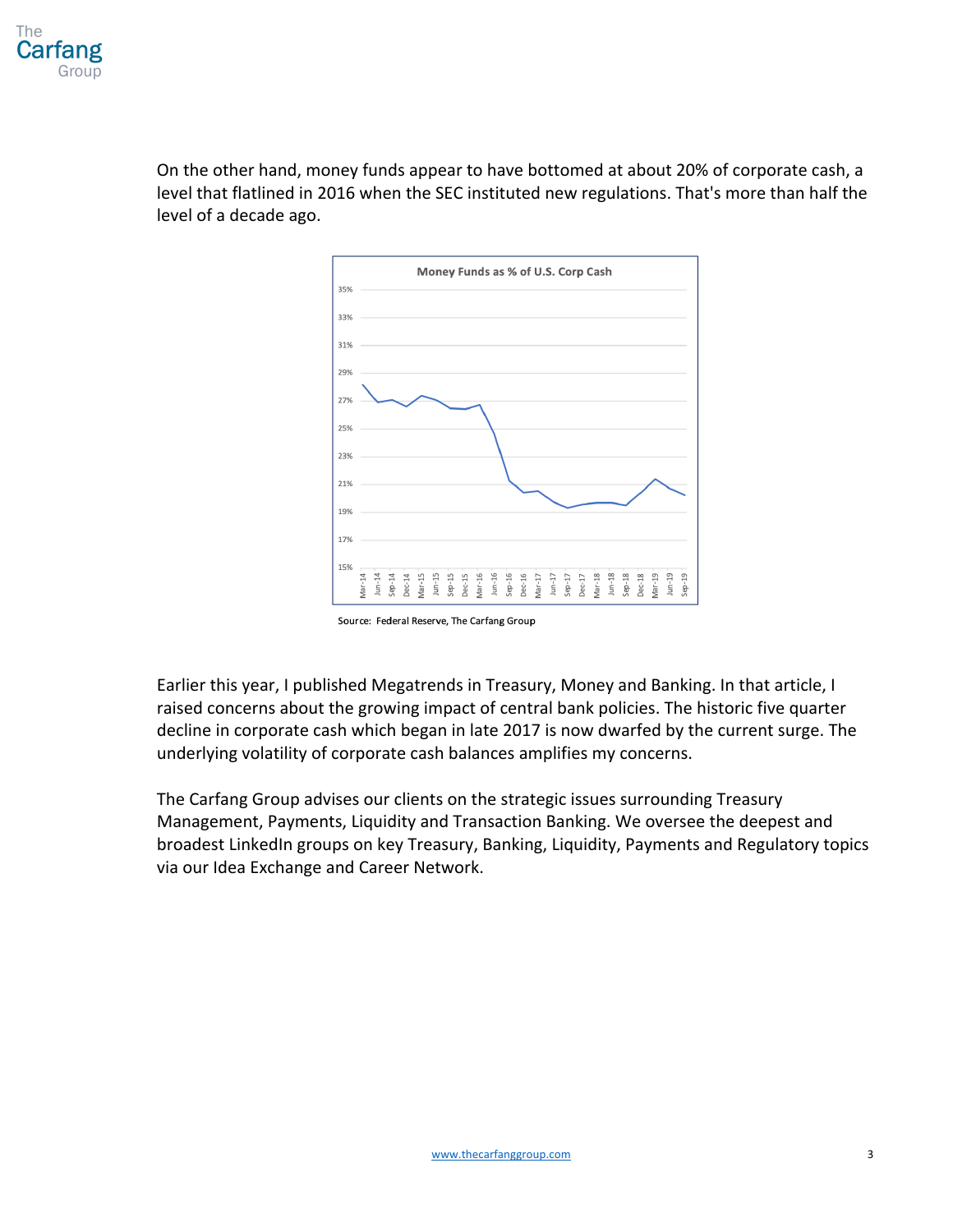On the other hand, money funds appear to have bottomed at about 20% of corporate cash, a level that flatlined in 2016 when the SEC instituted new regulations. That's more than half the level of a decade ago.

Money Funds as % of U.S. Corp Cash

35%
33%
31%
29%
27%
25%
23%
21%
19%
17%
15%

Mar-14 Jun-14 Sep-14 Dec-14 Mar-15 Jun-15 Sep-15 Dec-15 Mar-16 Jun-16 Sep-16 Dec-16 Mar-17 Jun-17 Sep-17 Dec-17 Mar-18 Jun-18 Sep-18 Dec-18 Mar-19 Jun-19 Sep-19

Source: Federal Reserve, The Carfang Group

Earlier this year, I published Megatrends in Treasury, Money and Banking. In that article, I raised concerns about the growing impact of central bank policies. The historic five quarter decline in corporate cash which began in late 2017 is now dwarfed by the current surge. The underlying volatility of corporate cash balances amplifies my concerns.

The Carfang Group advises our clients on the strategic issues surrounding Treasury Management, Payments, Liquidity and Transaction Banking. We oversee the deepest and broadest LinkedIn groups on key Treasury, Banking, Liquidity, Payments and Regulatory topics via our Idea Exchange and Career Network.